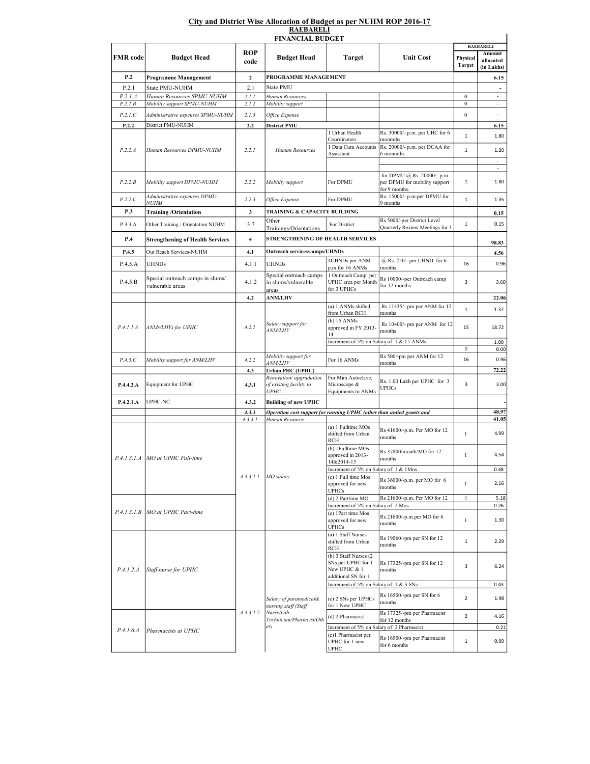## City and District Wise Allocation of Budget as per NUHM ROP 2016-17

### RAEBARELI

### FINANCIAL BUDGET

| FMR code | Budget Head | ROP code | Budget Head | Target | Unit Cost | RAEBARELI Physical Target | RAEBARELI Amount allocated (in Lakhs) |
|---|---|---|---|---|---|---|---|
| **P.2** | **Programme Management** | **2** | **PROGRAMME MANAGEMENT** | | | | **6.15** |
| P.2.1 | State PMU-NUHM | 2.1 | State PMU | | | | - |
| *P.2.1.A* | *Human Resources SPMU-NUHM* | *2.1.1* | *Human Resources* | | | 0 | - |
| *P.2.1.B* | *Mobility support SPMU-NUHM* | *2.1.2* | *Mobility support* | | | 0 | - |
| *P.2.1.C* | *Administrative expenses SPMU-NUHM* | *2.1.3* | *Office Expense* | | | 0 | - |
| **P.2.2** | District PMU-NUHM | **2.2** | **District PMU** | | | | **6.15** |
| *P.2.2.A* | *Human Resources DPMU-NUHM* | *2.2.1* | *Human Resources* | 1 Urban Health Coordinators | Rs. 30000/- p.m. per UHC for 6 monmths | 1 | 1.80 |
| | | | | 1 Data Cum Accounts Assisstant | Rs. 20000/- p.m. per DCAA for 6 monmths | 1 | 1.20 |
| | | | | | | | - |
| | | | | | | | - |
| *P.2.2.B* | *Mobility support DPMU-NUHM* | *2.2.2* | *Mobility support* | For DPMU | for DPMU @ Rs. 20000/- p.m per DPMU for mobility support for 9 months. | 1 | 1.80 |
| *P.2.2.C* | *Administrative expenses DPMU-NUHM* | *2.2.3* | *Office Expense* | For DPMU | Rs. 15000/- p.m.per DPMU for 9 months | 1 | 1.35 |
| **P.3** | **Training /Orientation** | **3** | **TRAINING & CAPACITY BUILDING** | | | | **0.15** |
| P.3.3.A | Other Training / Orientation NUHM | 3.7 | Other Trainings/Orientations | For District | Rs 5000/-per District Level Quarterly Review Meetings for 3 | 1 | 0.15 |
| **P.4** | **Strengthening of Health Services** | **4** | **STRENGTHENING OF HEALTH SERVICES** | | | | **98.83** |
| **P.4.5** | Out Reach Services-NUHM | **4.1** | **Outreach services/camps/UHNDs** | | | | **4.56** |
| P.4.5.A | UHNDs | 4.1.1 | UHNDs | 4UHNDs per ANM p.m for 16 ANMs | @ Rs. 250/- per UHND for 6 months. | 16 | 0.96 |
| P.4.5.B | Special outreach camps in slums/ vulnerable areas | 4.1.2 | Special outreach camps in slums/vulnerable areas | 1 Outreach Camp per UPHC area per Month for 3 UPHCs | Rs 10000/-per Outreach camp for 12 months | 3 | 3.60 |
| | | **4.2** | **ANM/LHV** | | | | **22.06** |
| *P.4.1.1.A* | *ANMs/LHVs for UPHC* | *4.2.1* | *Salary support for ANM/LHV* | (a) 1 ANMs shifted from Urban RCH | Rs 11435/- pm per ANM for 12 months | 1 | 1.37 |
| | | | | (b) 15 ANMs approved in FY 2013-14 | Rs 10400/- pm per ANM for 12 months | 15 | 18.72 |
| | | | | Increment of 5% on Salary of 1 & 15 ANMs | | | 1.00 |
| | | | | | | 0 | 0.00 |
| *P.4.5.C* | *Mobility support for ANM/LHV* | *4.2.2* | *Mobility support for ANM/LHV* | For 16 ANMs | Rs 500/-pm per ANM for 12 months | 16 | 0.96 |
| | | **4.3** | **Urban PHC (UPHC)** | | | | **72.22** |
| **P.4.4.2.A** | Equipment for UPHC | **4.3.1** | *Renovation/ upgradation of existing facility to UPHC* | For Mini Autoclave, Microscope & Equipments to ANMs | Rs. 1.00 Lakh per UPHC for 3 UPHCs | 3 | 3.00 |
| **P.4.2.1.A** | UPHC-NC | **4.3.2** | **Building of new UPHC** | | | | - |
| | | *4.3.3* | ***Operation cost support for running UPHC (other than untied grants and*** | | | | **48.97** |
| | | *4.3.3.1* | *Human Resource* | | | | **41.05** |
| *P.4.1.3.1.A* | *MO at UPHC Full-time* | *4.3.3.1.1* | *MO salary* | (a) 1 Fulltime MOs shifted from Urban RCH | Rs 41600/-p.m. Per MO for 12 months | 1 | 4.99 |
| | | | | (b) 1Fulltime MOs approved in 2013-14&2014-15 | Rs 37800/month/MO for 12 months | 1 | 4.54 |
| | | | | Increment of 5% on Salary of 1 & 1Mos | | | 0.48 |
| | | | | (c) 1 Full time Mos approved for new UPHCs | Rs 36000/-p.m. per MO for 6 months | 1 | 2.16 |
| *P.4.1.3.1.B* | *MO at UPHC Part-time* | | | (d) 2 Parttime MO | Rs 21600/-p.m. Per MO for 12 | 2 | 5.18 |
| | | | | Increment of 5% on Salary of 2 Mos | | | 0.26 |
| | | | | (e) 1Part time Mos approved for new UPHCs | Rs 21600/-p.m.per MO for 6 months | 1 | 1.30 |
| *P.4.1.2.A* | *Staff nurse for UPHC* | *4.3.3.1.2* | *Salary of paramedical& nursing staff (Staff Nurse/Lab Technician/Pharmcist/Other)* | (a) 1 Staff Nurses shifted from Urban RCH | Rs 19060/-pm per SN for 12 months | 1 | 2.29 |
| | | | | (b) 3 Staff Nurses (2 SNs per UPHC for 1 New UPHC & 1 additional SN for 1 | Rs 17325/-pm per SN for 12 months | 3 | 6.24 |
| | | | | Increment of 5% on Salary of 1 & 3 SNs | | | 0.43 |
| | | | | (c) 2 SNs per UPHCs for 1 New UPHC | Rs 16500/-pm per SN for 6 months | 2 | 1.98 |
| *P.4.1.6.A* | *Pharmacists at UPHC* | | | (d) 2 Pharmacist | Rs 17325/-pm per Pharmacist for 12 months | 2 | 4.16 |
| | | | | Increment of 5% on Salary of 2 Pharmacist | | | 0.21 |
| | | | | (e)1 Pharmacist per UPHC for 1 new UPHC | Rs 16500/-pm per Pharmacist for 6 months | 1 | 0.99 |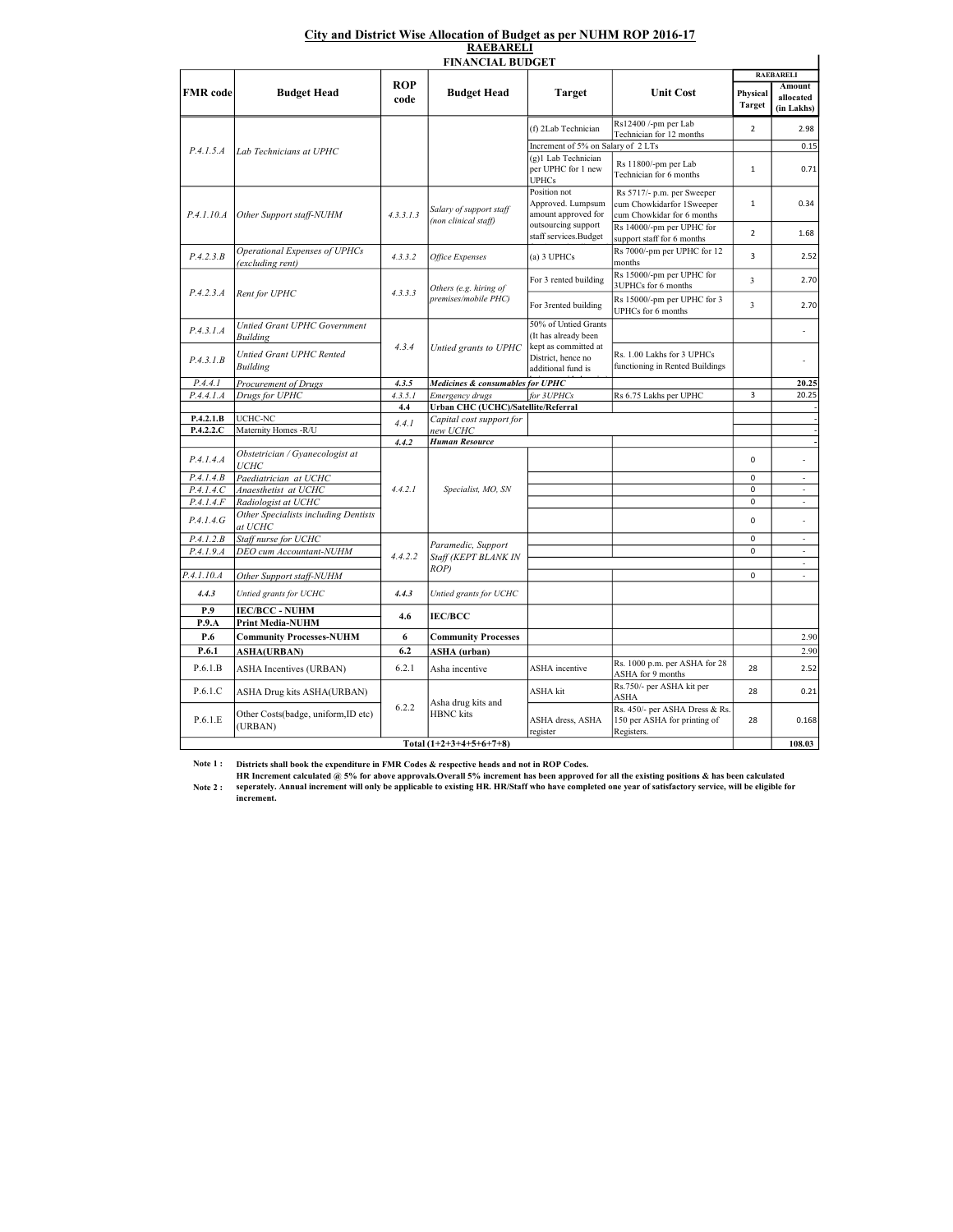# City and District Wise Allocation of Budget as per NUHM ROP 2016-17

## RAEBARELI

### FINANCIAL BUDGET

| FMR code | Budget Head | ROP code | Budget Head | Target | Unit Cost | RAEBARELI Physical Target | RAEBARELI Amount allocated (in Lakhs) |
|---|---|---|---|---|---|---|---|
| P.4.1.5.A | Lab Technicians at UPHC | | | (f) 2Lab Technician | Rs12400 /-pm per Lab Technician for 12 months | 2 | 2.98 |
| | | | | Increment of 5% on Salary of 2 LTs | | | 0.15 |
| | | | | (g)1 Lab Technician per UPHC for 1 new UPHCs | Rs 11800/-pm per Lab Technician for 6 months | 1 | 0.71 |
| P.4.1.10.A | Other Support staff-NUHM | 4.3.3.1.3 | Salary of support staff (non clinical staff) | Position not Approved. Lumpsum amount approved for outsourcing support staff services.Budget | Rs 5717/- p.m. per Sweeper cum Chowkidarfor 1Sweeper cum Chowkidar for 6 months | 1 | 0.34 |
| | | | | | Rs 14000/-pm per UPHC for support staff for 6 months | 2 | 1.68 |
| P.4.2.3.B | Operational Expenses of UPHCs (excluding rent) | 4.3.3.2 | Office Expenses | (a) 3 UPHCs | Rs 7000/-pm per UPHC for 12 months | 3 | 2.52 |
| P.4.2.3.A | Rent for UPHC | 4.3.3.3 | Others (e.g. hiring of premises/mobile PHC) | For 3 rented building | Rs 15000/-pm per UPHC for 3UPHCs for 6 months | 3 | 2.70 |
| | | | | For 3rented building | Rs 15000/-pm per UPHC for 3 UPHCs for 6 months | 3 | 2.70 |
| P.4.3.1.A | Untied Grant UPHC Government Building | 4.3.4 | Untied grants to UPHC | 50% of Untied Grants (It has already been kept as committed at District, hence no additional fund is | | | - |
| P.4.3.1.B | Untied Grant UPHC Rented Building | | | | Rs. 1.00 Lakhs for 3 UPHCs functioning in Rented Buildings | | - |
| P.4.4.1 | Procurement of Drugs | **4.3.5** | **Medicines & consumables for UPHC** | | | | **20.25** |
| P.4.4.1.A | Drugs for UPHC | 4.3.5.1 | Emergency drugs | for 3UPHCs | Rs 6.75 Lakhs per UPHC | 3 | 20.25 |
| | | **4.4** | **Urban CHC (UCHC)/Satellite/Referral** | | | | - |
| **P.4.2.1.B** | UCHC-NC | 4.4.1 | Capital cost support for new UCHC | | | | - |
| **P.4.2.2.C** | Maternity Homes -R/U | | | | | | - |
| | | **4.4.2** | **Human Resource** | | | | - |
| P.4.1.4.A | Obstetrician / Gyanecologist at UCHC | 4.4.2.1 | Specialist, MO, SN | | | 0 | - |
| P.4.1.4.B | Paediatrician at UCHC | | | | | 0 | - |
| P.4.1.4.C | Anaesthetist at UCHC | | | | | 0 | - |
| P.4.1.4.F | Radiologist at UCHC | | | | | 0 | - |
| P.4.1.4.G | Other Specialists including Dentists at UCHC | | | | | 0 | - |
| P.4.1.2.B | Staff nurse for UCHC | 4.4.2.2 | Paramedic, Support Staff (KEPT BLANK IN ROP) | | | 0 | - |
| P.4.1.9.A | DEO cum Accountant-NUHM | | | | | 0 | - |
| | | | | | | | - |
| P.4.1.10.A | Other Support staff-NUHM | | | | | 0 | - |
| **4.4.3** | Untied grants for UCHC | **4.4.3** | Untied grants for UCHC | | | | |
| **P.9** | **IEC/BCC - NUHM** | **4.6** | **IEC/BCC** | | | | |
| **P.9.A** | **Print Media-NUHM** | | | | | | |
| **P.6** | **Community Processes-NUHM** | **6** | **Community Processes** | | | | 2.90 |
| **P.6.1** | **ASHA(URBAN)** | **6.2** | **ASHA (urban)** | | | | 2.90 |
| P.6.1.B | ASHA Incentives (URBAN) | 6.2.1 | Asha incentive | ASHA incentive | Rs. 1000 p.m. per ASHA for 28 ASHA for 9 months | 28 | 2.52 |
| P.6.1.C | ASHA Drug kits ASHA(URBAN) | 6.2.2 | Asha drug kits and HBNC kits | ASHA kit | Rs.750/- per ASHA kit per ASHA | 28 | 0.21 |
| P.6.1.E | Other Costs(badge, uniform,ID etc) (URBAN) | | | ASHA dress, ASHA register | Rs. 450/- per ASHA Dress & Rs. 150 per ASHA for printing of Registers. | 28 | 0.168 |
| | | | **Total (1+2+3+4+5+6+7+8)** | | | | **108.03** |

**Note 1 :** **Districts shall book the expenditure in FMR Codes & respective heads and not in ROP Codes.**

**Note 2 :** **HR Increment calculated @ 5% for above approvals.Overall 5% increment has been approved for all the existing positions & has been calculated seperately. Annual increment will only be applicable to existing HR. HR/Staff who have completed one year of satisfactory service, will be eligible for increment.**